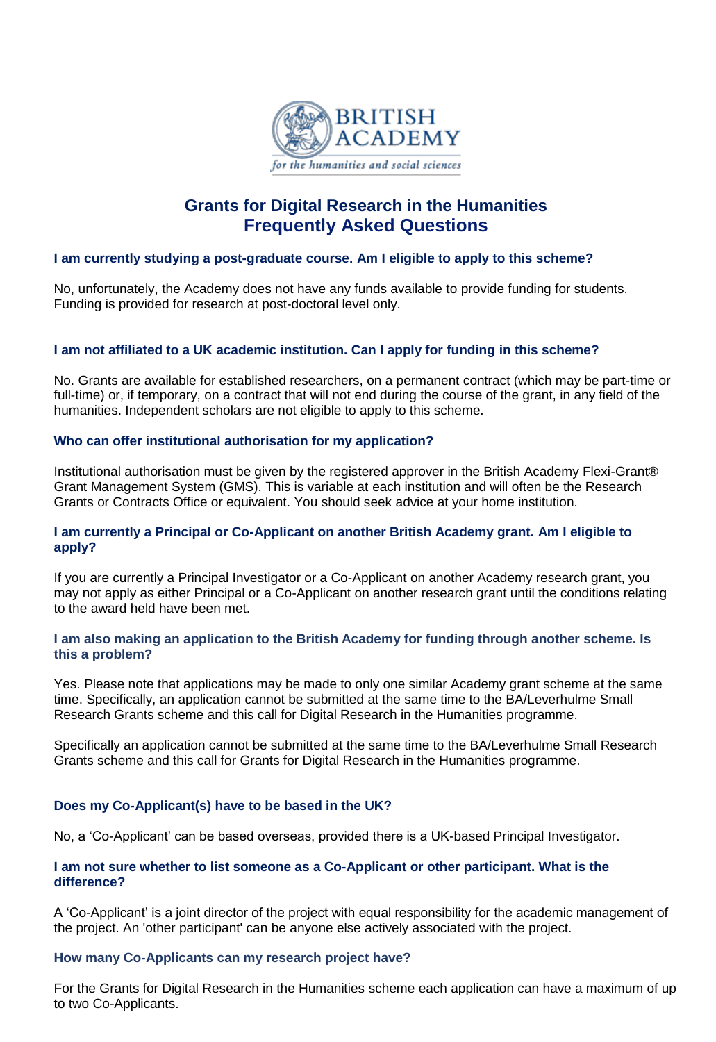BRITISH ACADEMY

*for the humanities and social sciences*

# Grants for Digital Research in the Humanities
# Frequently Asked Questions

### I am currently studying a post-graduate course. Am I eligible to apply to this scheme?

No, unfortunately, the Academy does not have any funds available to provide funding for students. Funding is provided for research at post-doctoral level only.

### I am not affiliated to a UK academic institution. Can I apply for funding in this scheme?

No. Grants are available for established researchers, on a permanent contract (which may be part-time or full-time) or, if temporary, on a contract that will not end during the course of the grant, in any field of the humanities. Independent scholars are not eligible to apply to this scheme.

### Who can offer institutional authorisation for my application?

Institutional authorisation must be given by the registered approver in the British Academy Flexi-Grant® Grant Management System (GMS). This is variable at each institution and will often be the Research Grants or Contracts Office or equivalent. You should seek advice at your home institution.

### I am currently a Principal or Co-Applicant on another British Academy grant. Am I eligible to apply?

If you are currently a Principal Investigator or a Co-Applicant on another Academy research grant, you may not apply as either Principal or a Co-Applicant on another research grant until the conditions relating to the award held have been met.

### I am also making an application to the British Academy for funding through another scheme. Is this a problem?

Yes. Please note that applications may be made to only one similar Academy grant scheme at the same time. Specifically, an application cannot be submitted at the same time to the BA/Leverhulme Small Research Grants scheme and this call for Digital Research in the Humanities programme.

Specifically an application cannot be submitted at the same time to the BA/Leverhulme Small Research Grants scheme and this call for Grants for Digital Research in the Humanities programme.

### Does my Co-Applicant(s) have to be based in the UK?

No, a 'Co-Applicant' can be based overseas, provided there is a UK-based Principal Investigator.

### I am not sure whether to list someone as a Co-Applicant or other participant. What is the difference?

A 'Co-Applicant' is a joint director of the project with equal responsibility for the academic management of the project. An 'other participant' can be anyone else actively associated with the project.

### How many Co-Applicants can my research project have?

For the Grants for Digital Research in the Humanities scheme each application can have a maximum of up to two Co-Applicants.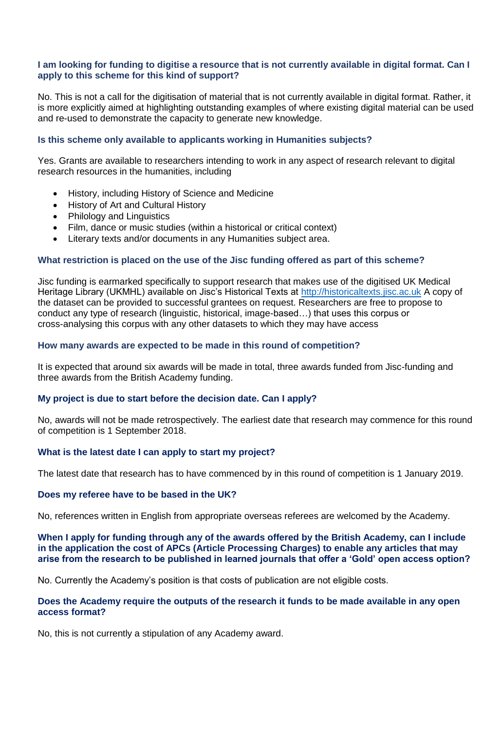**I am looking for funding to digitise a resource that is not currently available in digital format. Can I apply to this scheme for this kind of support?**

No. This is not a call for the digitisation of material that is not currently available in digital format. Rather, it is more explicitly aimed at highlighting outstanding examples of where existing digital material can be used and re-used to demonstrate the capacity to generate new knowledge.

**Is this scheme only available to applicants working in Humanities subjects?**

Yes. Grants are available to researchers intending to work in any aspect of research relevant to digital research resources in the humanities, including

- History, including History of Science and Medicine
- History of Art and Cultural History
- Philology and Linguistics
- Film, dance or music studies (within a historical or critical context)
- Literary texts and/or documents in any Humanities subject area.

**What restriction is placed on the use of the Jisc funding offered as part of this scheme?**

Jisc funding is earmarked specifically to support research that makes use of the digitised UK Medical Heritage Library (UKMHL) available on Jisc's Historical Texts at http://historicaltexts.jisc.ac.uk A copy of the dataset can be provided to successful grantees on request. Researchers are free to propose to conduct any type of research (linguistic, historical, image-based…) that uses this corpus or cross-analysing this corpus with any other datasets to which they may have access

**How many awards are expected to be made in this round of competition?**

It is expected that around six awards will be made in total, three awards funded from Jisc-funding and three awards from the British Academy funding.

**My project is due to start before the decision date. Can I apply?**

No, awards will not be made retrospectively. The earliest date that research may commence for this round of competition is 1 September 2018.

**What is the latest date I can apply to start my project?**

The latest date that research has to have commenced by in this round of competition is 1 January 2019.

**Does my referee have to be based in the UK?**

No, references written in English from appropriate overseas referees are welcomed by the Academy.

**When I apply for funding through any of the awards offered by the British Academy, can I include in the application the cost of APCs (Article Processing Charges) to enable any articles that may arise from the research to be published in learned journals that offer a 'Gold' open access option?**

No. Currently the Academy's position is that costs of publication are not eligible costs.

**Does the Academy require the outputs of the research it funds to be made available in any open access format?**

No, this is not currently a stipulation of any Academy award.